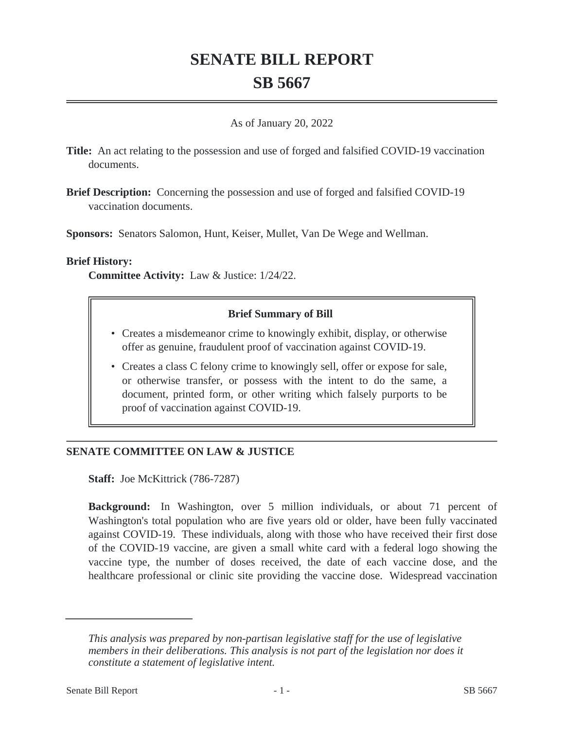# SENATE BILL REPORT
# SB 5667

As of January 20, 2022

**Title:** An act relating to the possession and use of forged and falsified COVID-19 vaccination documents.

**Brief Description:** Concerning the possession and use of forged and falsified COVID-19 vaccination documents.

**Sponsors:** Senators Salomon, Hunt, Keiser, Mullet, Van De Wege and Wellman.

**Brief History:**

**Committee Activity:** Law & Justice: 1/24/22.

### Brief Summary of Bill

- Creates a misdemeanor crime to knowingly exhibit, display, or otherwise offer as genuine, fraudulent proof of vaccination against COVID-19.
- Creates a class C felony crime to knowingly sell, offer or expose for sale, or otherwise transfer, or possess with the intent to do the same, a document, printed form, or other writing which falsely purports to be proof of vaccination against COVID-19.

## SENATE COMMITTEE ON LAW & JUSTICE

**Staff:** Joe McKittrick (786-7287)

**Background:** In Washington, over 5 million individuals, or about 71 percent of Washington's total population who are five years old or older, have been fully vaccinated against COVID-19. These individuals, along with those who have received their first dose of the COVID-19 vaccine, are given a small white card with a federal logo showing the vaccine type, the number of doses received, the date of each vaccine dose, and the healthcare professional or clinic site providing the vaccine dose. Widespread vaccination

*This analysis was prepared by non-partisan legislative staff for the use of legislative members in their deliberations. This analysis is not part of the legislation nor does it constitute a statement of legislative intent.*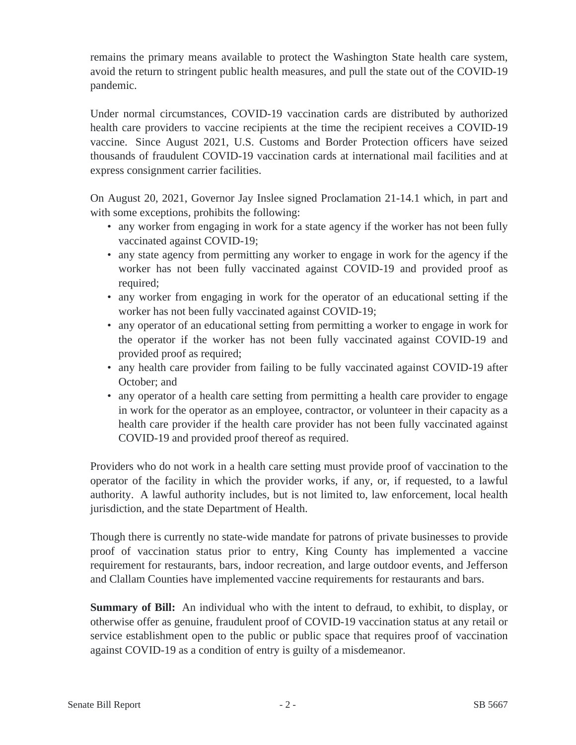remains the primary means available to protect the Washington State health care system, avoid the return to stringent public health measures, and pull the state out of the COVID-19 pandemic.

Under normal circumstances, COVID-19 vaccination cards are distributed by authorized health care providers to vaccine recipients at the time the recipient receives a COVID-19 vaccine. Since August 2021, U.S. Customs and Border Protection officers have seized thousands of fraudulent COVID-19 vaccination cards at international mail facilities and at express consignment carrier facilities.

On August 20, 2021, Governor Jay Inslee signed Proclamation 21-14.1 which, in part and with some exceptions, prohibits the following:

- any worker from engaging in work for a state agency if the worker has not been fully vaccinated against COVID-19;
- any state agency from permitting any worker to engage in work for the agency if the worker has not been fully vaccinated against COVID-19 and provided proof as required;
- any worker from engaging in work for the operator of an educational setting if the worker has not been fully vaccinated against COVID-19;
- any operator of an educational setting from permitting a worker to engage in work for the operator if the worker has not been fully vaccinated against COVID-19 and provided proof as required;
- any health care provider from failing to be fully vaccinated against COVID-19 after October; and
- any operator of a health care setting from permitting a health care provider to engage in work for the operator as an employee, contractor, or volunteer in their capacity as a health care provider if the health care provider has not been fully vaccinated against COVID-19 and provided proof thereof as required.

Providers who do not work in a health care setting must provide proof of vaccination to the operator of the facility in which the provider works, if any, or, if requested, to a lawful authority. A lawful authority includes, but is not limited to, law enforcement, local health jurisdiction, and the state Department of Health.

Though there is currently no state-wide mandate for patrons of private businesses to provide proof of vaccination status prior to entry, King County has implemented a vaccine requirement for restaurants, bars, indoor recreation, and large outdoor events, and Jefferson and Clallam Counties have implemented vaccine requirements for restaurants and bars.

**Summary of Bill:** An individual who with the intent to defraud, to exhibit, to display, or otherwise offer as genuine, fraudulent proof of COVID-19 vaccination status at any retail or service establishment open to the public or public space that requires proof of vaccination against COVID-19 as a condition of entry is guilty of a misdemeanor.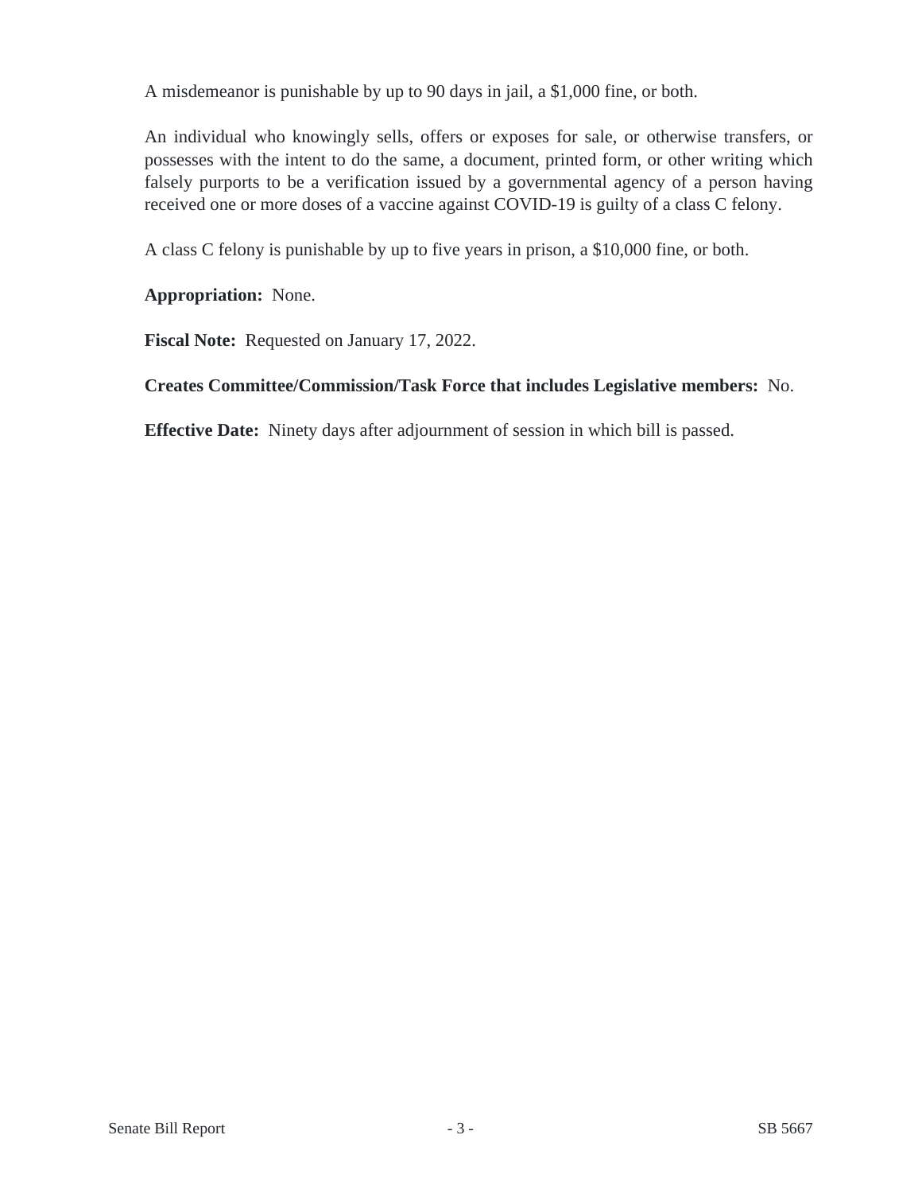A misdemeanor is punishable by up to 90 days in jail, a $1,000 fine, or both.

An individual who knowingly sells, offers or exposes for sale, or otherwise transfers, or possesses with the intent to do the same, a document, printed form, or other writing which falsely purports to be a verification issued by a governmental agency of a person having received one or more doses of a vaccine against COVID-19 is guilty of a class C felony.

A class C felony is punishable by up to five years in prison, a $10,000 fine, or both.

**Appropriation:** None.

**Fiscal Note:** Requested on January 17, 2022.

**Creates Committee/Commission/Task Force that includes Legislative members:** No.

**Effective Date:** Ninety days after adjournment of session in which bill is passed.